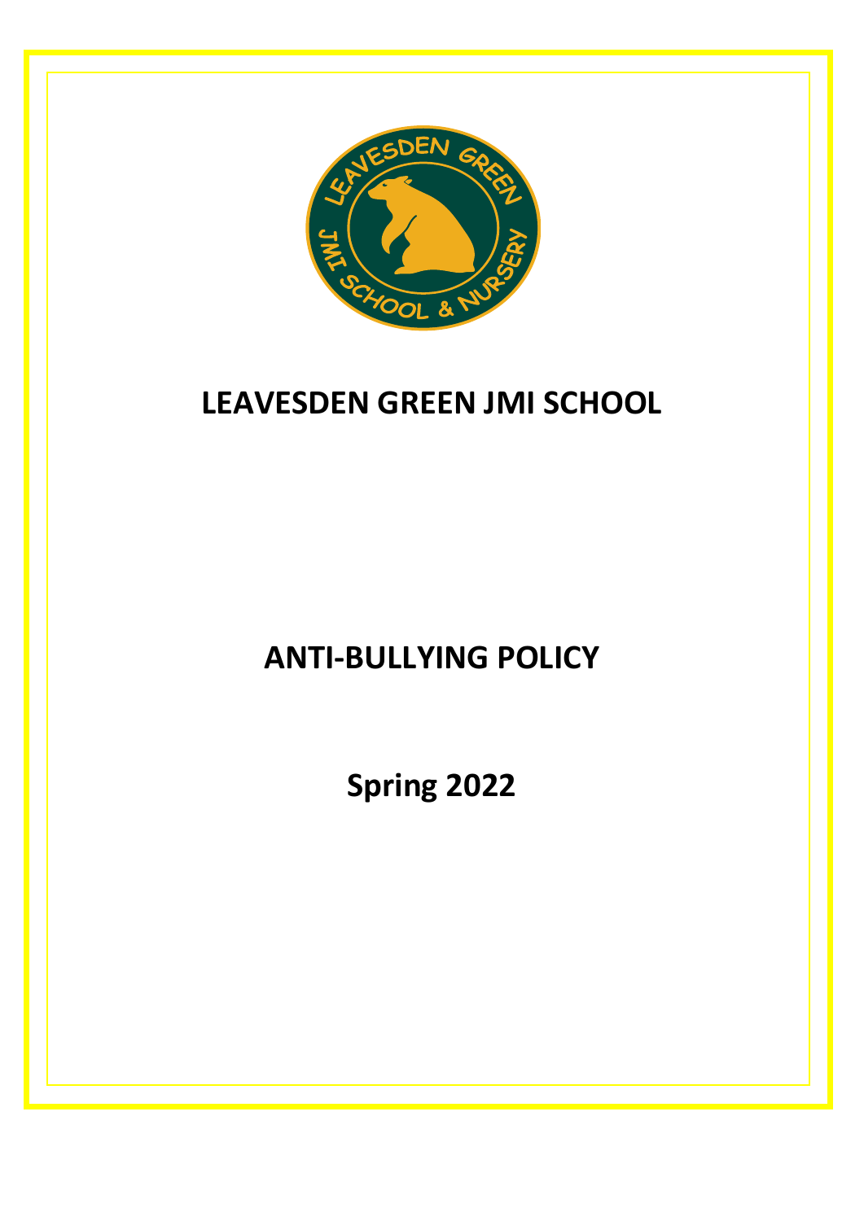# LEAVESDEN GREEN JMI SCHOOL

# ANTI-BULLYING POLICY

## Spring 2022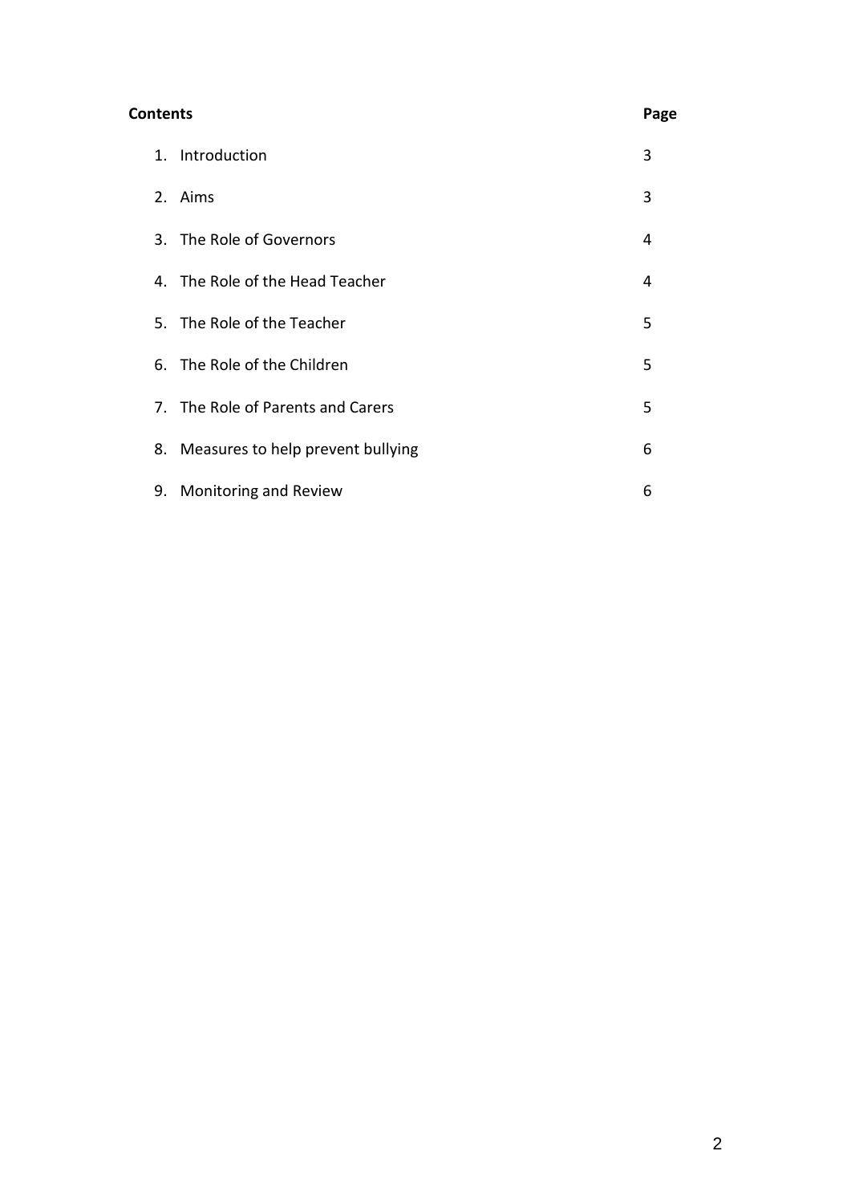| **Contents** | **Page** |
|---|---|
| 1. Introduction | 3 |
| 2. Aims | 3 |
| 3. The Role of Governors | 4 |
| 4. The Role of the Head Teacher | 4 |
| 5. The Role of the Teacher | 5 |
| 6. The Role of the Children | 5 |
| 7. The Role of Parents and Carers | 5 |
| 8. Measures to help prevent bullying | 6 |
| 9. Monitoring and Review | 6 |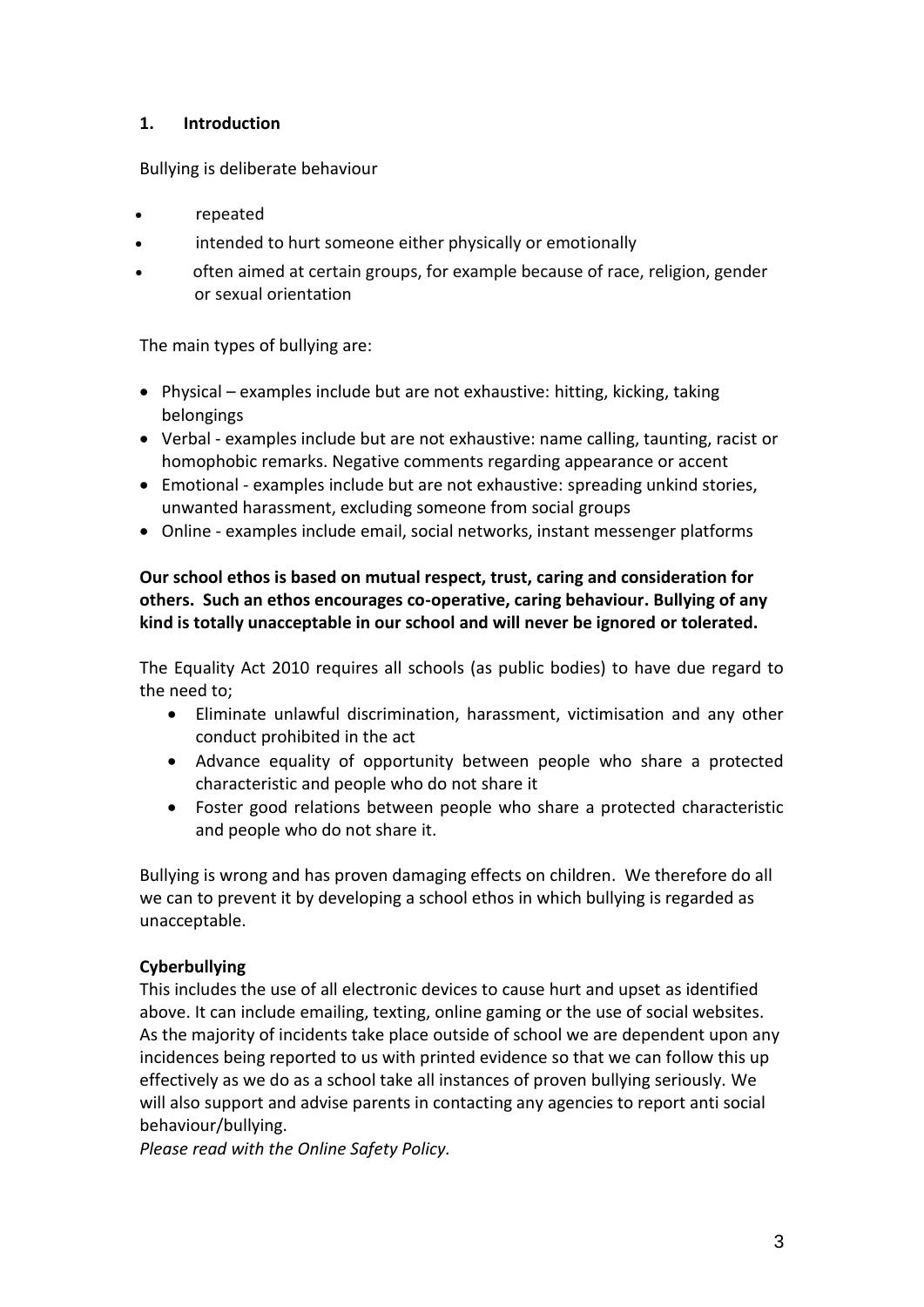## 1. Introduction

Bullying is deliberate behaviour

- repeated
- intended to hurt someone either physically or emotionally
- often aimed at certain groups, for example because of race, religion, gender or sexual orientation

The main types of bullying are:

- Physical – examples include but are not exhaustive: hitting, kicking, taking belongings
- Verbal - examples include but are not exhaustive: name calling, taunting, racist or homophobic remarks. Negative comments regarding appearance or accent
- Emotional - examples include but are not exhaustive: spreading unkind stories, unwanted harassment, excluding someone from social groups
- Online - examples include email, social networks, instant messenger platforms

**Our school ethos is based on mutual respect, trust, caring and consideration for others. Such an ethos encourages co-operative, caring behaviour. Bullying of any kind is totally unacceptable in our school and will never be ignored or tolerated.**

The Equality Act 2010 requires all schools (as public bodies) to have due regard to the need to;

- Eliminate unlawful discrimination, harassment, victimisation and any other conduct prohibited in the act
- Advance equality of opportunity between people who share a protected characteristic and people who do not share it
- Foster good relations between people who share a protected characteristic and people who do not share it.

Bullying is wrong and has proven damaging effects on children. We therefore do all we can to prevent it by developing a school ethos in which bullying is regarded as unacceptable.

**Cyberbullying**

This includes the use of all electronic devices to cause hurt and upset as identified above. It can include emailing, texting, online gaming or the use of social websites. As the majority of incidents take place outside of school we are dependent upon any incidences being reported to us with printed evidence so that we can follow this up effectively as we do as a school take all instances of proven bullying seriously. We will also support and advise parents in contacting any agencies to report anti social behaviour/bullying.

*Please read with the Online Safety Policy.*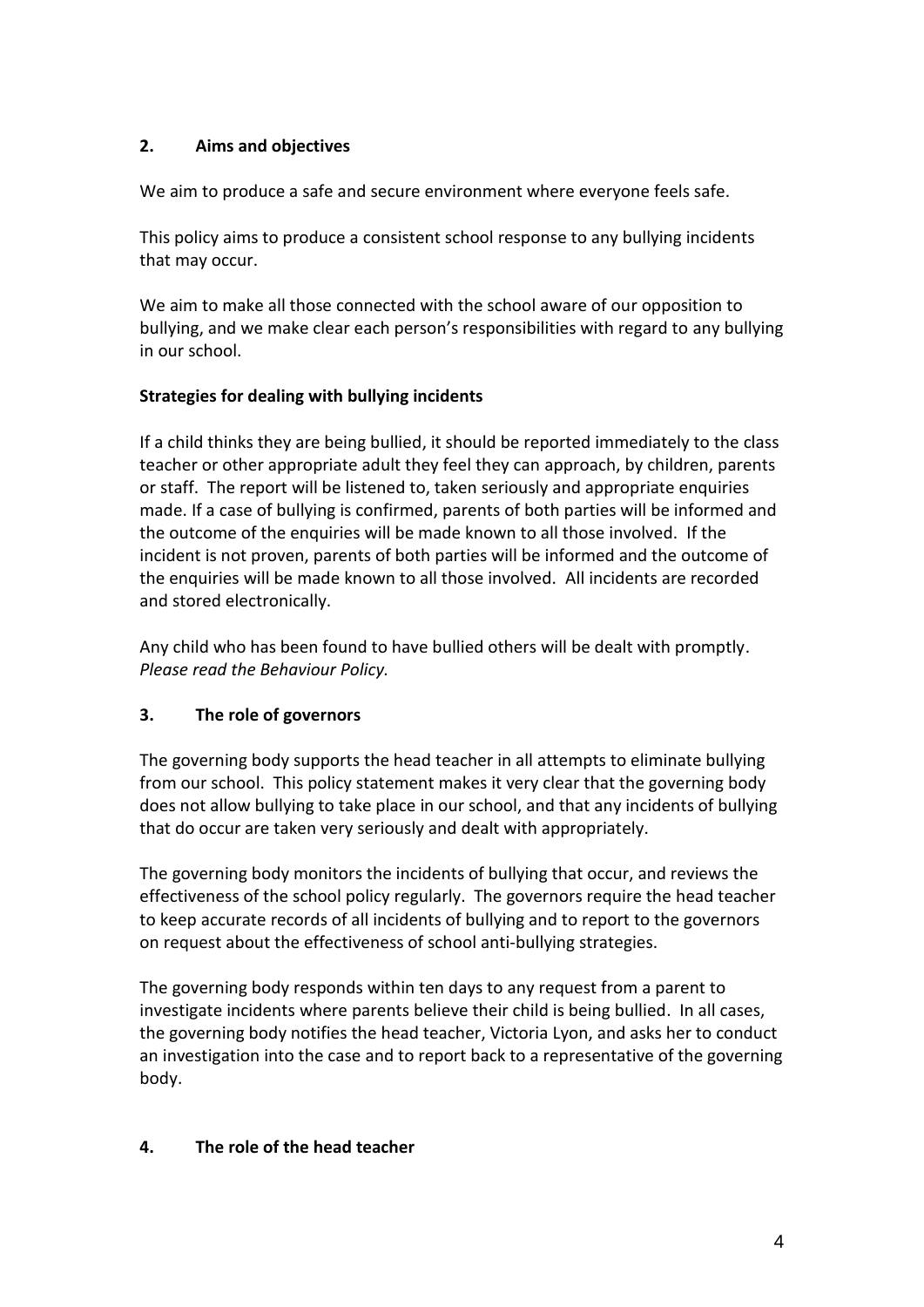## 2. Aims and objectives

We aim to produce a safe and secure environment where everyone feels safe.

This policy aims to produce a consistent school response to any bullying incidents that may occur.

We aim to make all those connected with the school aware of our opposition to bullying, and we make clear each person's responsibilities with regard to any bullying in our school.

### Strategies for dealing with bullying incidents

If a child thinks they are being bullied, it should be reported immediately to the class teacher or other appropriate adult they feel they can approach, by children, parents or staff. The report will be listened to, taken seriously and appropriate enquiries made. If a case of bullying is confirmed, parents of both parties will be informed and the outcome of the enquiries will be made known to all those involved. If the incident is not proven, parents of both parties will be informed and the outcome of the enquiries will be made known to all those involved. All incidents are recorded and stored electronically.

Any child who has been found to have bullied others will be dealt with promptly. *Please read the Behaviour Policy.*

## 3. The role of governors

The governing body supports the head teacher in all attempts to eliminate bullying from our school. This policy statement makes it very clear that the governing body does not allow bullying to take place in our school, and that any incidents of bullying that do occur are taken very seriously and dealt with appropriately.

The governing body monitors the incidents of bullying that occur, and reviews the effectiveness of the school policy regularly. The governors require the head teacher to keep accurate records of all incidents of bullying and to report to the governors on request about the effectiveness of school anti-bullying strategies.

The governing body responds within ten days to any request from a parent to investigate incidents where parents believe their child is being bullied. In all cases, the governing body notifies the head teacher, Victoria Lyon, and asks her to conduct an investigation into the case and to report back to a representative of the governing body.

## 4. The role of the head teacher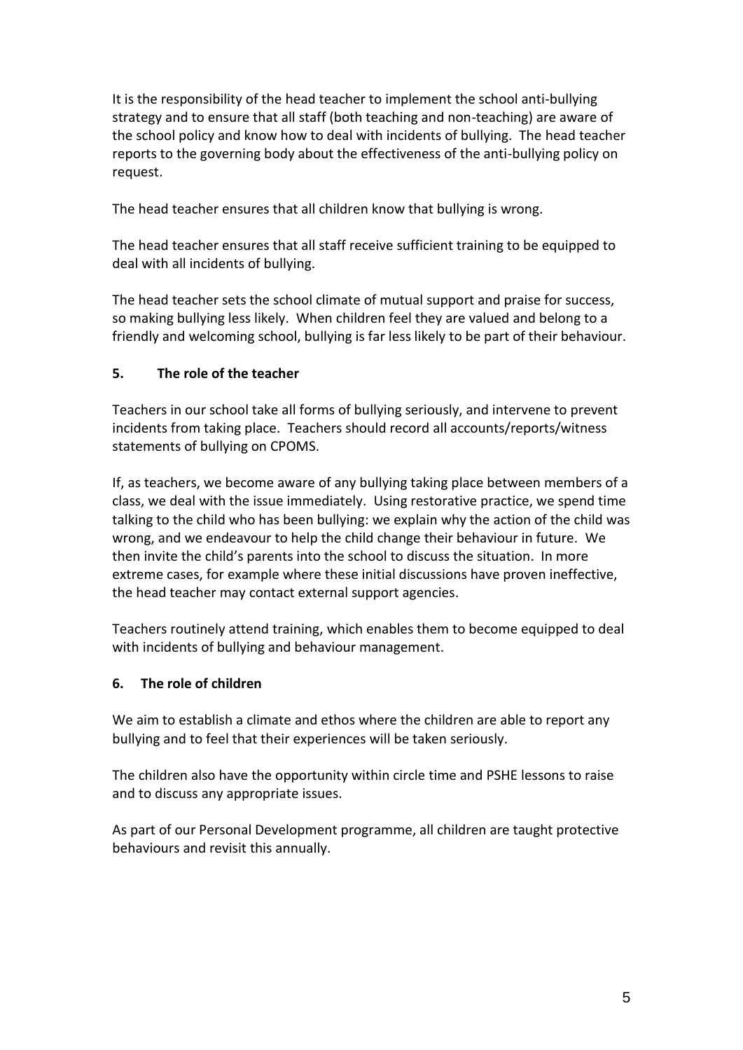It is the responsibility of the head teacher to implement the school anti-bullying strategy and to ensure that all staff (both teaching and non-teaching) are aware of the school policy and know how to deal with incidents of bullying. The head teacher reports to the governing body about the effectiveness of the anti-bullying policy on request.

The head teacher ensures that all children know that bullying is wrong.

The head teacher ensures that all staff receive sufficient training to be equipped to deal with all incidents of bullying.

The head teacher sets the school climate of mutual support and praise for success, so making bullying less likely. When children feel they are valued and belong to a friendly and welcoming school, bullying is far less likely to be part of their behaviour.

## 5. The role of the teacher

Teachers in our school take all forms of bullying seriously, and intervene to prevent incidents from taking place. Teachers should record all accounts/reports/witness statements of bullying on CPOMS.

If, as teachers, we become aware of any bullying taking place between members of a class, we deal with the issue immediately. Using restorative practice, we spend time talking to the child who has been bullying: we explain why the action of the child was wrong, and we endeavour to help the child change their behaviour in future. We then invite the child's parents into the school to discuss the situation. In more extreme cases, for example where these initial discussions have proven ineffective, the head teacher may contact external support agencies.

Teachers routinely attend training, which enables them to become equipped to deal with incidents of bullying and behaviour management.

## 6. The role of children

We aim to establish a climate and ethos where the children are able to report any bullying and to feel that their experiences will be taken seriously.

The children also have the opportunity within circle time and PSHE lessons to raise and to discuss any appropriate issues.

As part of our Personal Development programme, all children are taught protective behaviours and revisit this annually.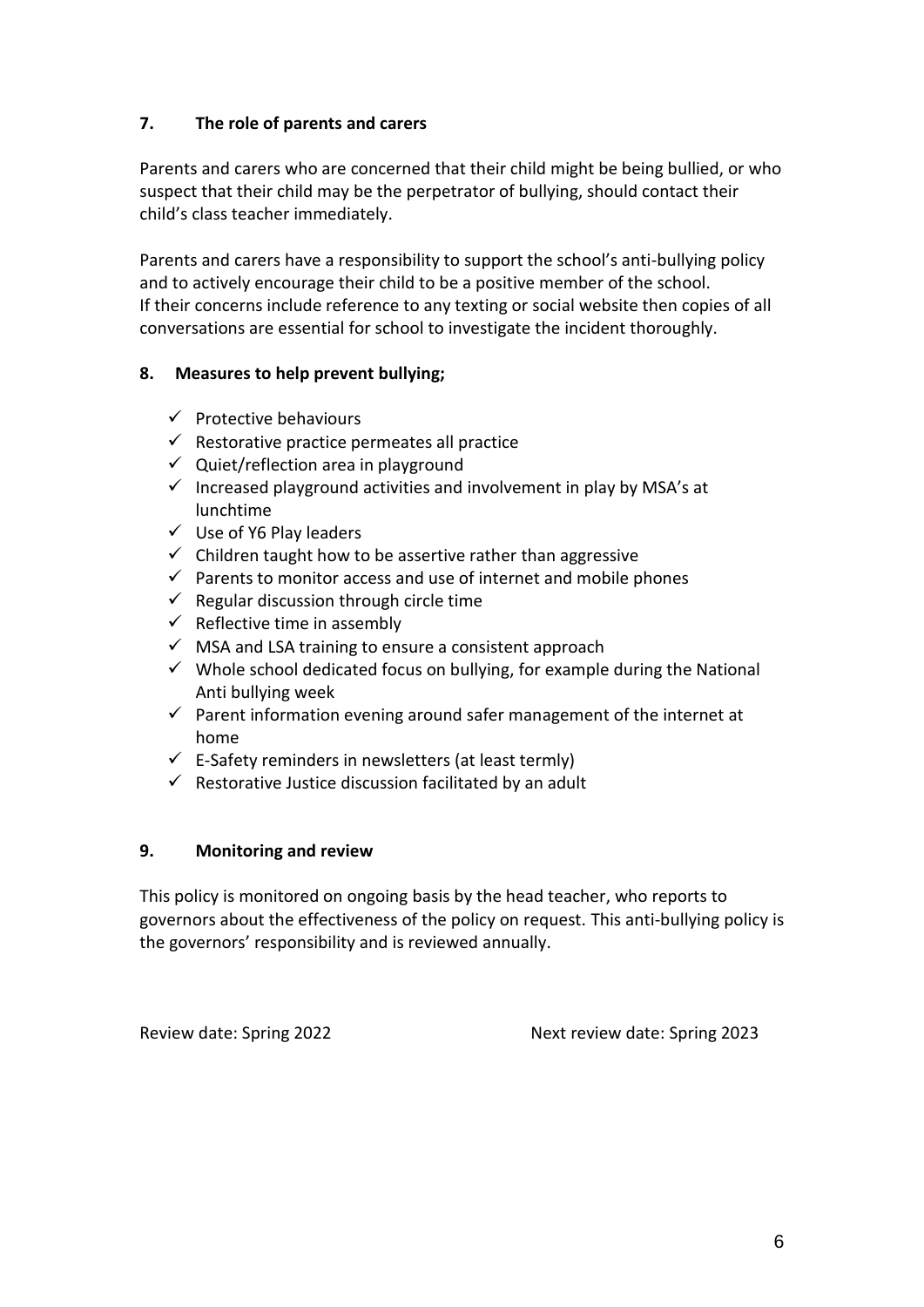## 7. The role of parents and carers

Parents and carers who are concerned that their child might be being bullied, or who suspect that their child may be the perpetrator of bullying, should contact their child's class teacher immediately.

Parents and carers have a responsibility to support the school's anti-bullying policy and to actively encourage their child to be a positive member of the school. If their concerns include reference to any texting or social website then copies of all conversations are essential for school to investigate the incident thoroughly.

## 8. Measures to help prevent bullying;

- ✓ Protective behaviours
- ✓ Restorative practice permeates all practice
- ✓ Quiet/reflection area in playground
- ✓ Increased playground activities and involvement in play by MSA's at lunchtime
- ✓ Use of Y6 Play leaders
- ✓ Children taught how to be assertive rather than aggressive
- ✓ Parents to monitor access and use of internet and mobile phones
- ✓ Regular discussion through circle time
- ✓ Reflective time in assembly
- ✓ MSA and LSA training to ensure a consistent approach
- ✓ Whole school dedicated focus on bullying, for example during the National Anti bullying week
- ✓ Parent information evening around safer management of the internet at home
- ✓ E-Safety reminders in newsletters (at least termly)
- ✓ Restorative Justice discussion facilitated by an adult

## 9. Monitoring and review

This policy is monitored on ongoing basis by the head teacher, who reports to governors about the effectiveness of the policy on request. This anti-bullying policy is the governors' responsibility and is reviewed annually.

Review date: Spring 2022 Next review date: Spring 2023